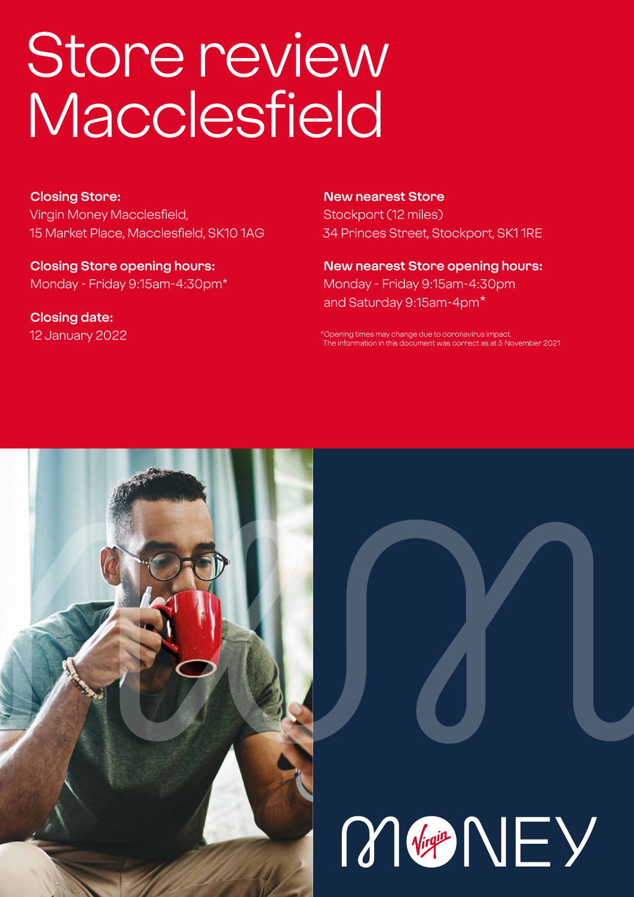# Store review Macclesfield

**Closing Store:**
Virgin Money Macclesfield,
15 Market Place, Macclesfield, SK10 1AG

**Closing Store opening hours:**
Monday - Friday 9:15am-4:30pm*

**Closing date:**
12 January 2022

**New nearest Store**
Stockport (12 miles)
34 Princes Street, Stockport, SK1 1RE

**New nearest Store opening hours:**
Monday - Friday 9:15am-4:30pm
and Saturday 9:15am-4pm*

*Opening times may change due to coronavirus impact.
The information in this document was correct as at 5 November 2021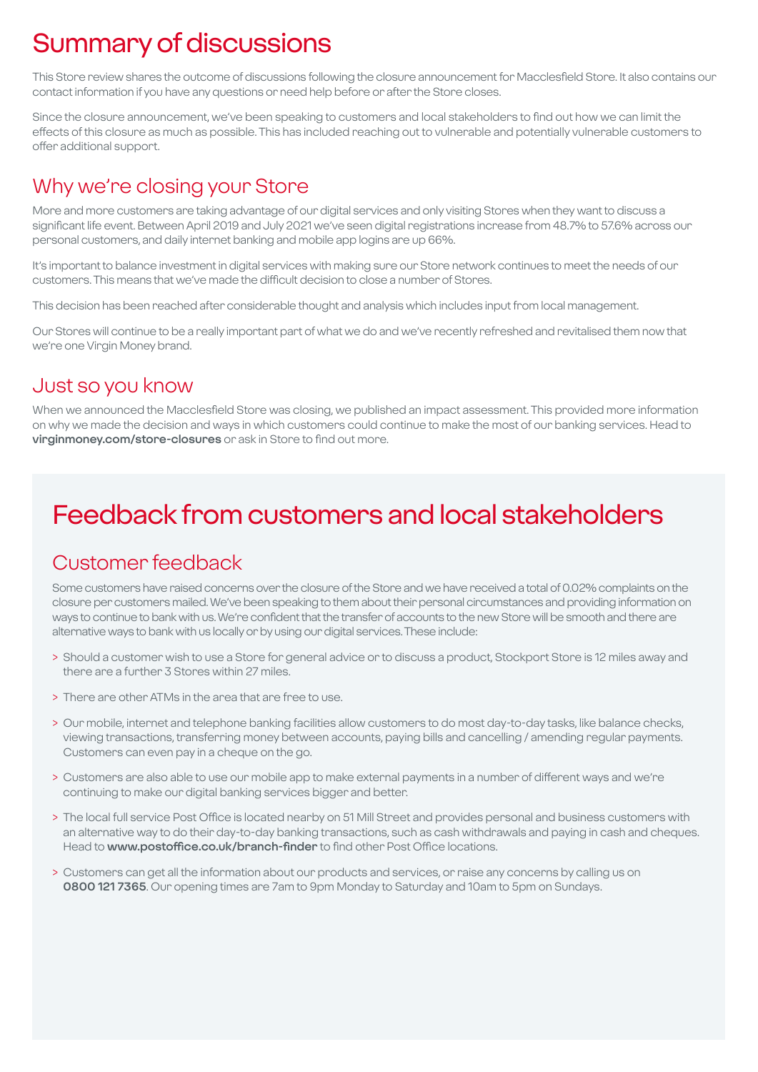# Summary of discussions

This Store review shares the outcome of discussions following the closure announcement for Macclesfield Store. It also contains our contact information if you have any questions or need help before or after the Store closes.

Since the closure announcement, we've been speaking to customers and local stakeholders to find out how we can limit the effects of this closure as much as possible. This has included reaching out to vulnerable and potentially vulnerable customers to offer additional support.

## Why we're closing your Store

More and more customers are taking advantage of our digital services and only visiting Stores when they want to discuss a significant life event. Between April 2019 and July 2021 we've seen digital registrations increase from 48.7% to 57.6% across our personal customers, and daily internet banking and mobile app logins are up 66%.

It's important to balance investment in digital services with making sure our Store network continues to meet the needs of our customers. This means that we've made the difficult decision to close a number of Stores.

This decision has been reached after considerable thought and analysis which includes input from local management.

Our Stores will continue to be a really important part of what we do and we've recently refreshed and revitalised them now that we're one Virgin Money brand.

## Just so you know

When we announced the Macclesfield Store was closing, we published an impact assessment. This provided more information on why we made the decision and ways in which customers could continue to make the most of our banking services. Head to **virginmoney.com/store-closures** or ask in Store to find out more.

# Feedback from customers and local stakeholders

## Customer feedback

Some customers have raised concerns over the closure of the Store and we have received a total of 0.02% complaints on the closure per customers mailed. We've been speaking to them about their personal circumstances and providing information on ways to continue to bank with us. We're confident that the transfer of accounts to the new Store will be smooth and there are alternative ways to bank with us locally or by using our digital services. These include:

> Should a customer wish to use a Store for general advice or to discuss a product, Stockport Store is 12 miles away and there are a further 3 Stores within 27 miles.

> There are other ATMs in the area that are free to use.

> Our mobile, internet and telephone banking facilities allow customers to do most day-to-day tasks, like balance checks, viewing transactions, transferring money between accounts, paying bills and cancelling / amending regular payments. Customers can even pay in a cheque on the go.

> Customers are also able to use our mobile app to make external payments in a number of different ways and we're continuing to make our digital banking services bigger and better.

> The local full service Post Office is located nearby on 51 Mill Street and provides personal and business customers with an alternative way to do their day-to-day banking transactions, such as cash withdrawals and paying in cash and cheques. Head to **www.postoffice.co.uk/branch-finder** to find other Post Office locations.

> Customers can get all the information about our products and services, or raise any concerns by calling us on **0800 121 7365**. Our opening times are 7am to 9pm Monday to Saturday and 10am to 5pm on Sundays.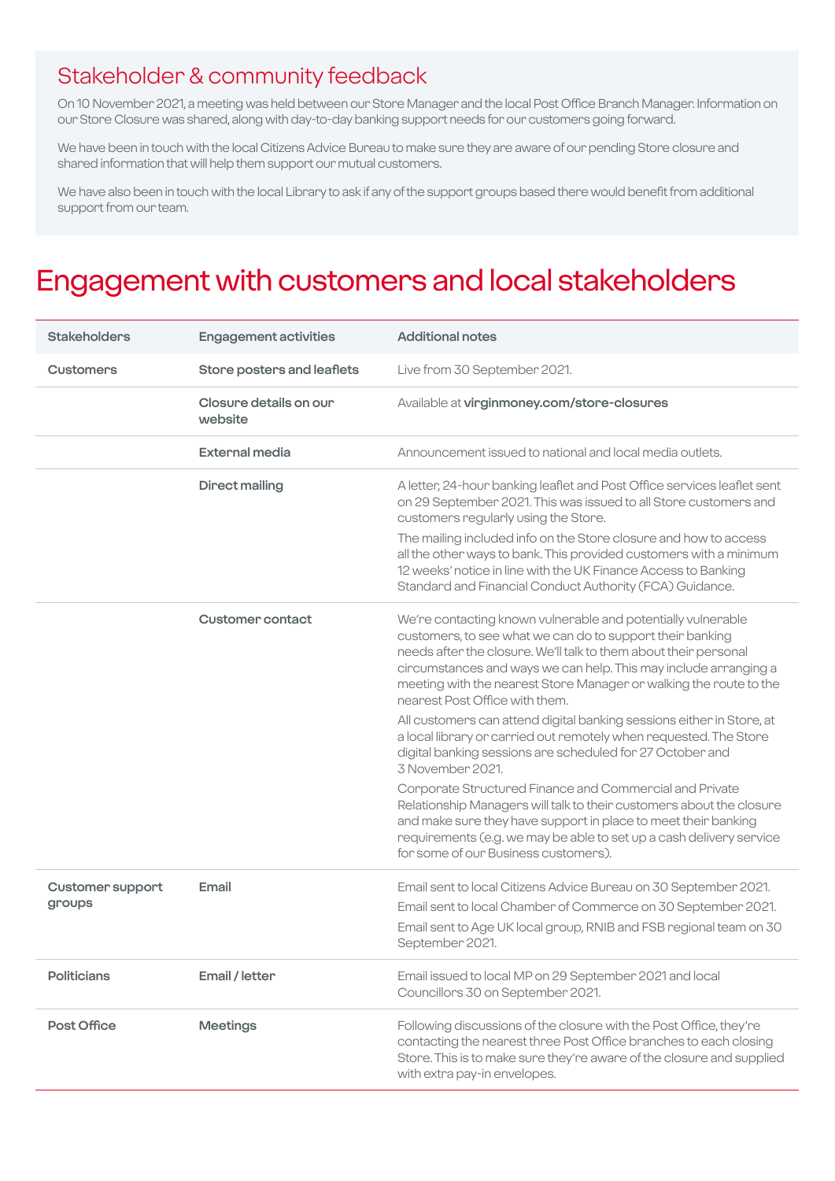## Stakeholder & community feedback

On 10 November 2021, a meeting was held between our Store Manager and the local Post Office Branch Manager. Information on our Store Closure was shared, along with day-to-day banking support needs for our customers going forward.

We have been in touch with the local Citizens Advice Bureau to make sure they are aware of our pending Store closure and shared information that will help them support our mutual customers.

We have also been in touch with the local Library to ask if any of the support groups based there would benefit from additional support from our team.

# Engagement with customers and local stakeholders

| Stakeholders | Engagement activities | Additional notes |
|---|---|---|
| **Customers** | **Store posters and leaflets** | Live from 30 September 2021. |
| | **Closure details on our website** | Available at **virginmoney.com/store-closures** |
| | **External media** | Announcement issued to national and local media outlets. |
| | **Direct mailing** | A letter, 24-hour banking leaflet and Post Office services leaflet sent on 29 September 2021. This was issued to all Store customers and customers regularly using the Store.<br><br>The mailing included info on the Store closure and how to access all the other ways to bank. This provided customers with a minimum 12 weeks' notice in line with the UK Finance Access to Banking Standard and Financial Conduct Authority (FCA) Guidance. |
| | **Customer contact** | We're contacting known vulnerable and potentially vulnerable customers, to see what we can do to support their banking needs after the closure. We'll talk to them about their personal circumstances and ways we can help. This may include arranging a meeting with the nearest Store Manager or walking the route to the nearest Post Office with them.<br><br>All customers can attend digital banking sessions either in Store, at a local library or carried out remotely when requested. The Store digital banking sessions are scheduled for 27 October and 3 November 2021.<br><br>Corporate Structured Finance and Commercial and Private Relationship Managers will talk to their customers about the closure and make sure they have support in place to meet their banking requirements (e.g. we may be able to set up a cash delivery service for some of our Business customers). |
| **Customer support groups** | **Email** | Email sent to local Citizens Advice Bureau on 30 September 2021.<br><br>Email sent to local Chamber of Commerce on 30 September 2021.<br><br>Email sent to Age UK local group, RNIB and FSB regional team on 30 September 2021. |
| **Politicians** | **Email / letter** | Email issued to local MP on 29 September 2021 and local Councillors 30 on September 2021. |
| **Post Office** | **Meetings** | Following discussions of the closure with the Post Office, they're contacting the nearest three Post Office branches to each closing Store. This is to make sure they're aware of the closure and supplied with extra pay-in envelopes. |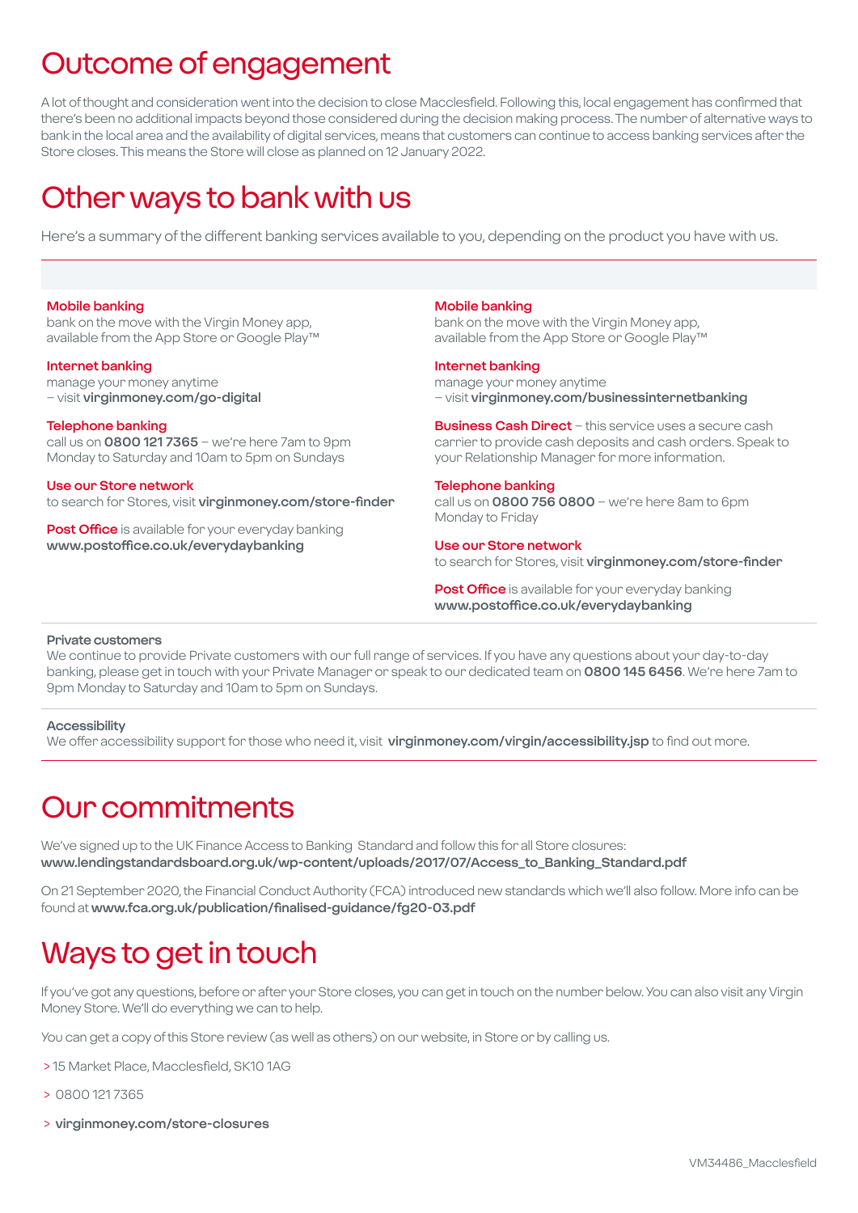# Outcome of engagement

A lot of thought and consideration went into the decision to close Macclesfield. Following this, local engagement has confirmed that there's been no additional impacts beyond those considered during the decision making process. The number of alternative ways to bank in the local area and the availability of digital services, means that customers can continue to access banking services after the Store closes. This means the Store will close as planned on 12 January 2022.

# Other ways to bank with us

Here's a summary of the different banking services available to you, depending on the product you have with us.

**Mobile banking**
bank on the move with the Virgin Money app, available from the App Store or Google Play™

**Internet banking**
manage your money anytime – visit **virginmoney.com/go-digital**

**Telephone banking**
call us on **0800 121 7365** – we're here 7am to 9pm Monday to Saturday and 10am to 5pm on Sundays

**Use our Store network**
to search for Stores, visit **virginmoney.com/store-finder**

**Post Office** is available for your everyday banking **www.postoffice.co.uk/everydaybanking**

**Mobile banking**
bank on the move with the Virgin Money app, available from the App Store or Google Play™

**Internet banking**
manage your money anytime – visit **virginmoney.com/businessinternetbanking**

**Business Cash Direct** – this service uses a secure cash carrier to provide cash deposits and cash orders. Speak to your Relationship Manager for more information.

**Telephone banking**
call us on **0800 756 0800** – we're here 8am to 6pm Monday to Friday

**Use our Store network**
to search for Stores, visit **virginmoney.com/store-finder**

**Post Office** is available for your everyday banking **www.postoffice.co.uk/everydaybanking**

**Private customers**
We continue to provide Private customers with our full range of services. If you have any questions about your day-to-day banking, please get in touch with your Private Manager or speak to our dedicated team on **0800 145 6456**. We're here 7am to 9pm Monday to Saturday and 10am to 5pm on Sundays.

**Accessibility**
We offer accessibility support for those who need it, visit **virginmoney.com/virgin/accessibility.jsp** to find out more.

# Our commitments

We've signed up to the UK Finance Access to Banking Standard and follow this for all Store closures: **www.lendingstandardsboard.org.uk/wp-content/uploads/2017/07/Access_to_Banking_Standard.pdf**

On 21 September 2020, the Financial Conduct Authority (FCA) introduced new standards which we'll also follow. More info can be found at **www.fca.org.uk/publication/finalised-guidance/fg20-03.pdf**

# Ways to get in touch

If you've got any questions, before or after your Store closes, you can get in touch on the number below. You can also visit any Virgin Money Store. We'll do everything we can to help.

You can get a copy of this Store review (as well as others) on our website, in Store or by calling us.

> 15 Market Place, Macclesfield, SK10 1AG

> 0800 121 7365

> **virginmoney.com/store-closures**

VM34486_Macclesfield